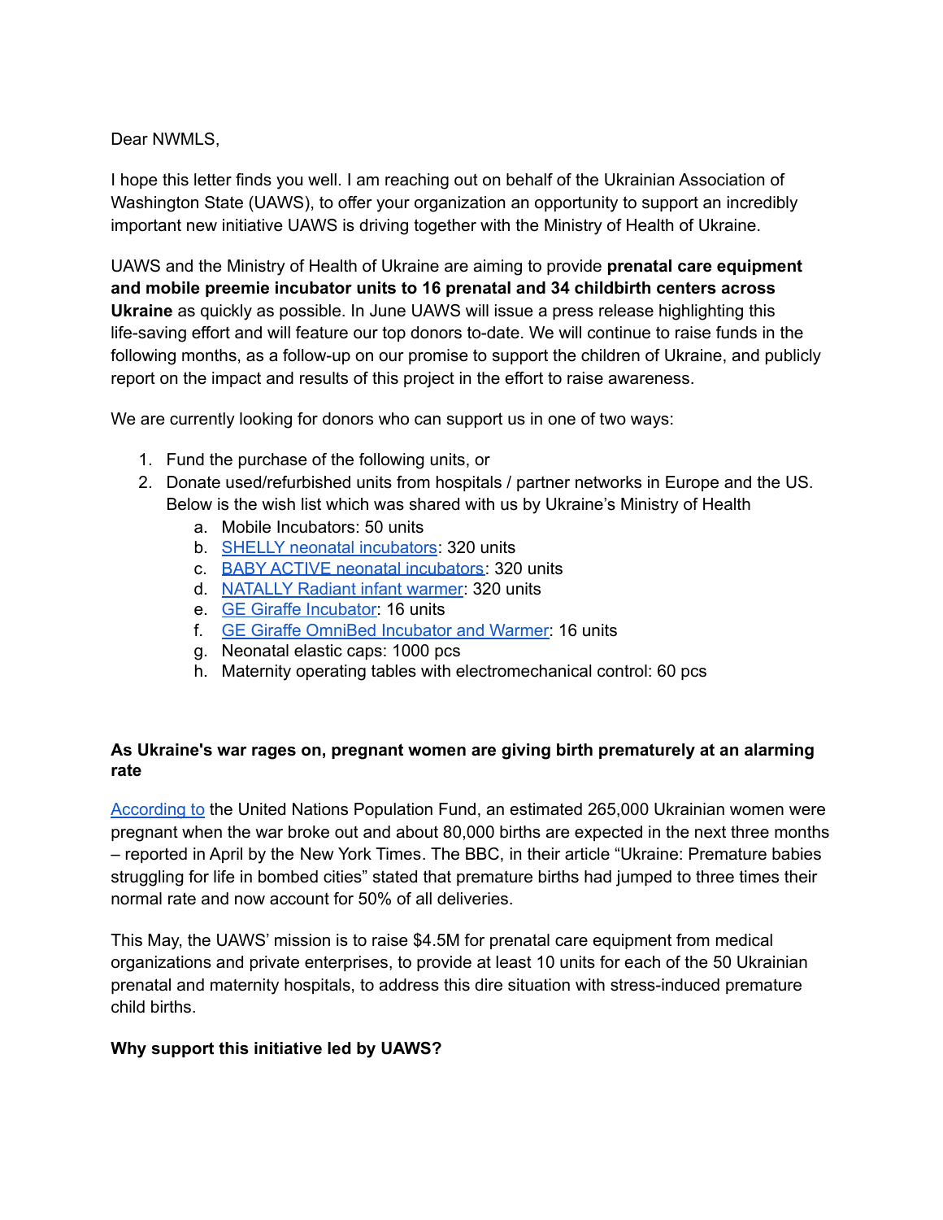Dear NWMLS,

I hope this letter finds you well. I am reaching out on behalf of the Ukrainian Association of Washington State (UAWS), to offer your organization an opportunity to support an incredibly important new initiative UAWS is driving together with the Ministry of Health of Ukraine.

UAWS and the Ministry of Health of Ukraine are aiming to provide **prenatal care equipment and mobile preemie incubator units to 16 prenatal and 34 childbirth centers across Ukraine** as quickly as possible. In June UAWS will issue a press release highlighting this life-saving effort and will feature our top donors to-date. We will continue to raise funds in the following months, as a follow-up on our promise to support the children of Ukraine, and publicly report on the impact and results of this project in the effort to raise awareness.

We are currently looking for donors who can support us in one of two ways:

1. Fund the purchase of the following units, or
2. Donate used/refurbished units from hospitals / partner networks in Europe and the US. Below is the wish list which was shared with us by Ukraine's Ministry of Health
    a. Mobile Incubators: 50 units
    b. SHELLY neonatal incubators: 320 units
    c. BABY ACTIVE neonatal incubators: 320 units
    d. NATALLY Radiant infant warmer: 320 units
    e. GE Giraffe Incubator: 16 units
    f. GE Giraffe OmniBed Incubator and Warmer: 16 units
    g. Neonatal elastic caps: 1000 pcs
    h. Maternity operating tables with electromechanical control: 60 pcs

**As Ukraine's war rages on, pregnant women are giving birth prematurely at an alarming rate**

According to the United Nations Population Fund, an estimated 265,000 Ukrainian women were pregnant when the war broke out and about 80,000 births are expected in the next three months – reported in April by the New York Times. The BBC, in their article "Ukraine: Premature babies struggling for life in bombed cities" stated that premature births had jumped to three times their normal rate and now account for 50% of all deliveries.

This May, the UAWS' mission is to raise $4.5M for prenatal care equipment from medical organizations and private enterprises, to provide at least 10 units for each of the 50 Ukrainian prenatal and maternity hospitals, to address this dire situation with stress-induced premature child births.

**Why support this initiative led by UAWS?**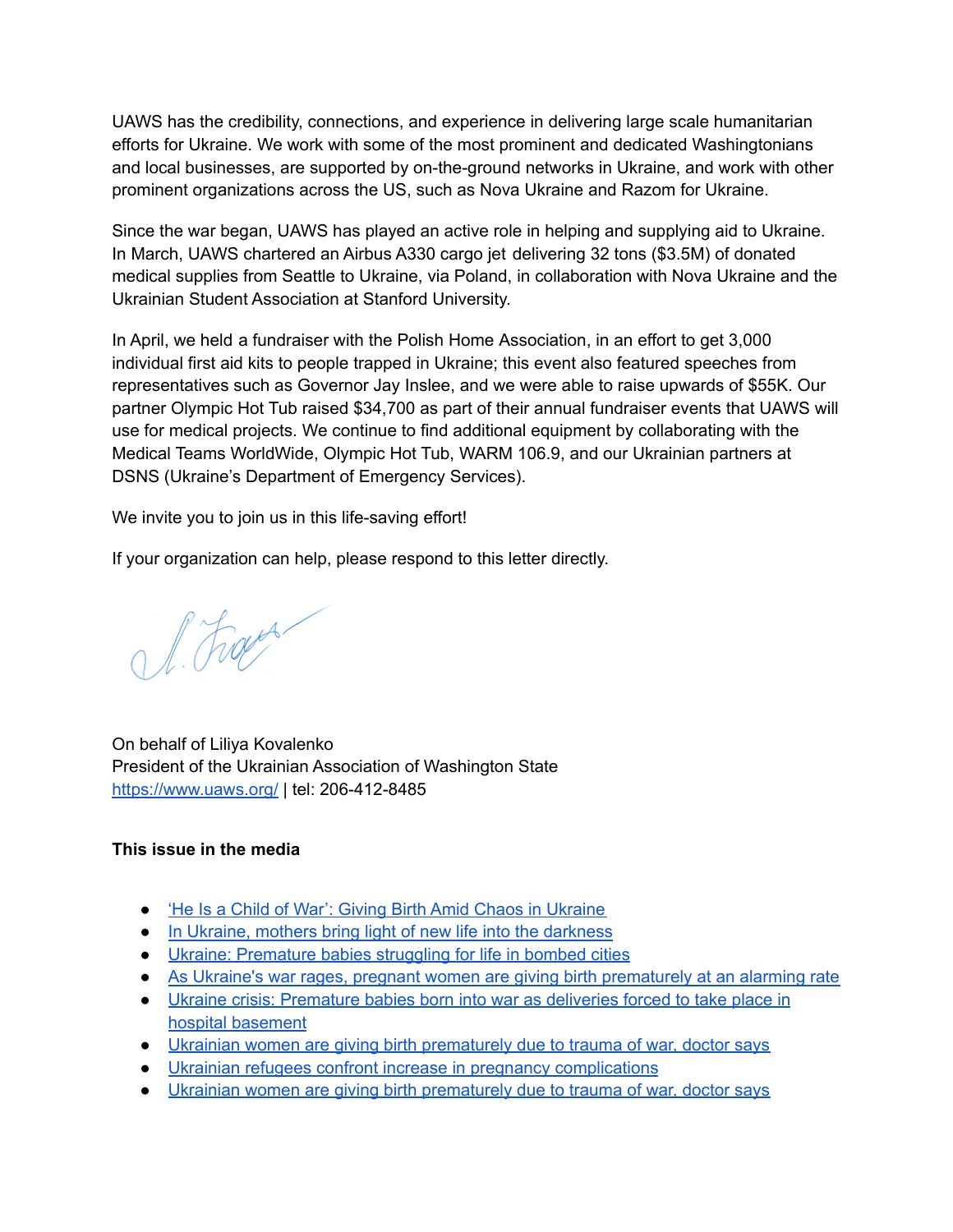UAWS has the credibility, connections, and experience in delivering large scale humanitarian efforts for Ukraine. We work with some of the most prominent and dedicated Washingtonians and local businesses, are supported by on-the-ground networks in Ukraine, and work with other prominent organizations across the US, such as Nova Ukraine and Razom for Ukraine.

Since the war began, UAWS has played an active role in helping and supplying aid to Ukraine. In March, UAWS chartered an Airbus A330 cargo jet delivering 32 tons ($3.5M) of donated medical supplies from Seattle to Ukraine, via Poland, in collaboration with Nova Ukraine and the Ukrainian Student Association at Stanford University.

In April, we held a fundraiser with the Polish Home Association, in an effort to get 3,000 individual first aid kits to people trapped in Ukraine; this event also featured speeches from representatives such as Governor Jay Inslee, and we were able to raise upwards of $55K. Our partner Olympic Hot Tub raised $34,700 as part of their annual fundraiser events that UAWS will use for medical projects. We continue to find additional equipment by collaborating with the Medical Teams WorldWide, Olympic Hot Tub, WARM 106.9, and our Ukrainian partners at DSNS (Ukraine's Department of Emergency Services).

We invite you to join us in this life-saving effort!

If your organization can help, please respond to this letter directly.

On behalf of Liliya Kovalenko
President of the Ukrainian Association of Washington State
https://www.uaws.org/ | tel: 206-412-8485

**This issue in the media**

- 'He Is a Child of War': Giving Birth Amid Chaos in Ukraine
- In Ukraine, mothers bring light of new life into the darkness
- Ukraine: Premature babies struggling for life in bombed cities
- As Ukraine's war rages, pregnant women are giving birth prematurely at an alarming rate
- Ukraine crisis: Premature babies born into war as deliveries forced to take place in hospital basement
- Ukrainian women are giving birth prematurely due to trauma of war, doctor says
- Ukrainian refugees confront increase in pregnancy complications
- Ukrainian women are giving birth prematurely due to trauma of war, doctor says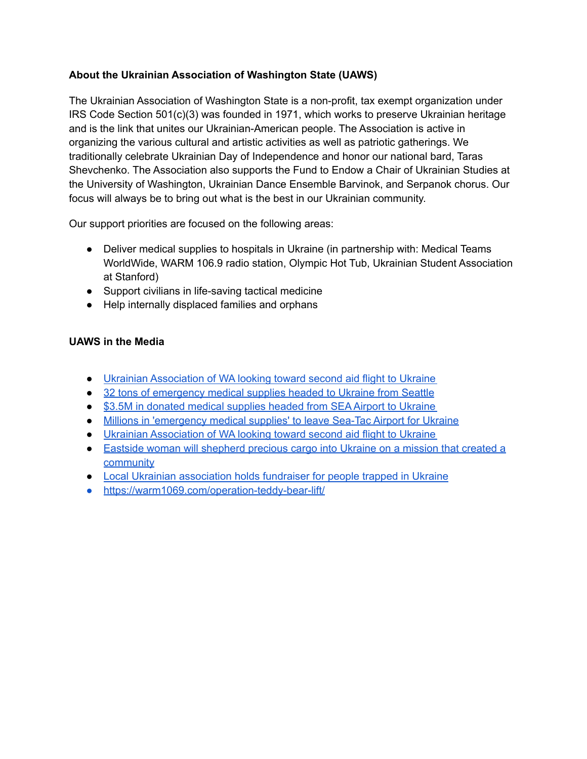**About the Ukrainian Association of Washington State (UAWS)**

The Ukrainian Association of Washington State is a non-profit, tax exempt organization under IRS Code Section 501(c)(3) was founded in 1971, which works to preserve Ukrainian heritage and is the link that unites our Ukrainian-American people. The Association is active in organizing the various cultural and artistic activities as well as patriotic gatherings. We traditionally celebrate Ukrainian Day of Independence and honor our national bard, Taras Shevchenko. The Association also supports the Fund to Endow a Chair of Ukrainian Studies at the University of Washington, Ukrainian Dance Ensemble Barvinok, and Serpanok chorus. Our focus will always be to bring out what is the best in our Ukrainian community.

Our support priorities are focused on the following areas:

- Deliver medical supplies to hospitals in Ukraine (in partnership with: Medical Teams WorldWide, WARM 106.9 radio station, Olympic Hot Tub, Ukrainian Student Association at Stanford)
- Support civilians in life-saving tactical medicine
- Help internally displaced families and orphans

**UAWS in the Media**

- Ukrainian Association of WA looking toward second aid flight to Ukraine
- 32 tons of emergency medical supplies headed to Ukraine from Seattle
- $3.5M in donated medical supplies headed from SEA Airport to Ukraine
- Millions in 'emergency medical supplies' to leave Sea-Tac Airport for Ukraine
- Ukrainian Association of WA looking toward second aid flight to Ukraine
- Eastside woman will shepherd precious cargo into Ukraine on a mission that created a community
- Local Ukrainian association holds fundraiser for people trapped in Ukraine
- https://warm1069.com/operation-teddy-bear-lift/